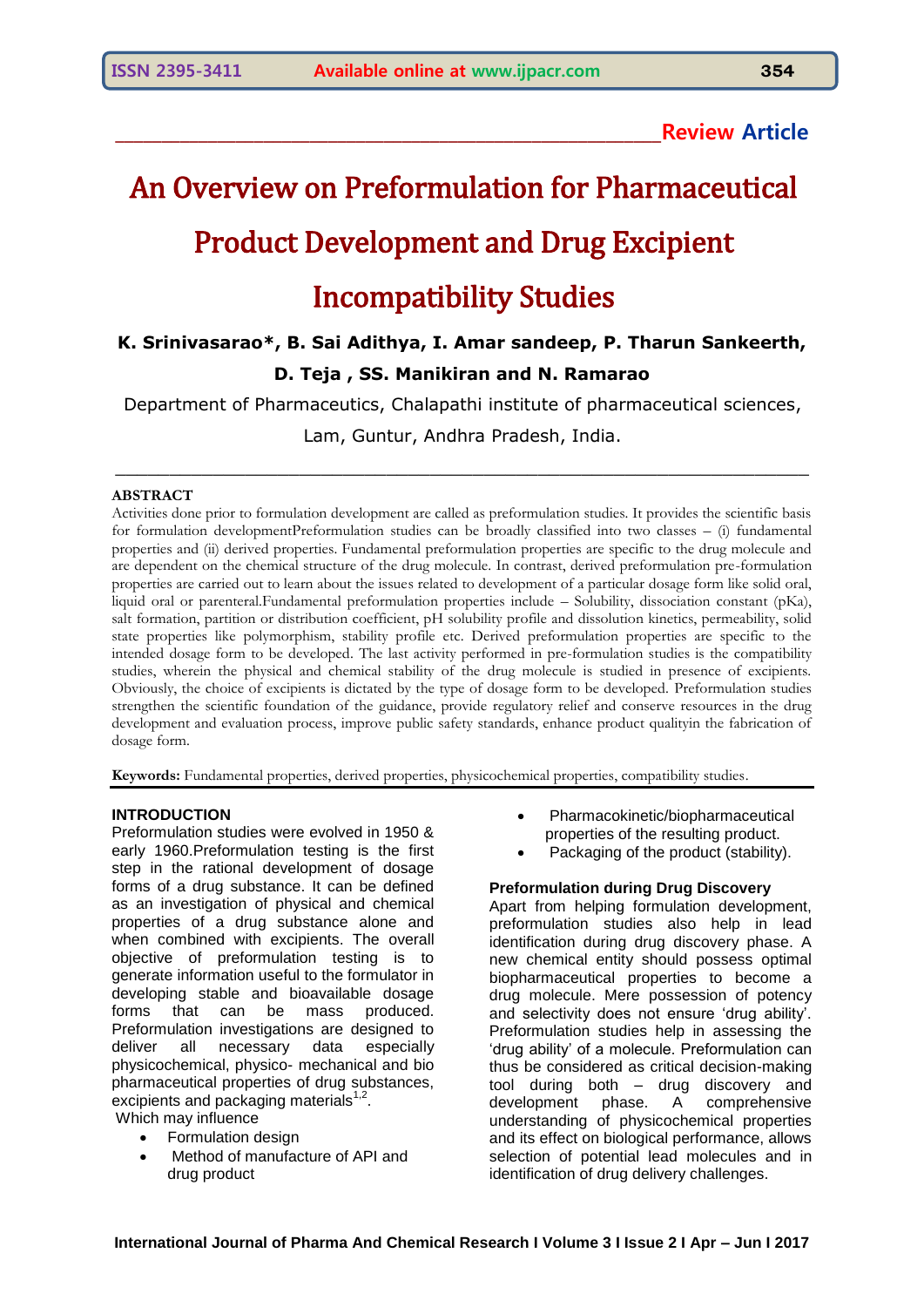**Review Article**

# An Overview on Preformulation for Pharmaceutical Product Development and Drug Excipient Incompatibility Studies

**K. Srinivasarao*, B. Sai Adithya, I. Amar sandeep, P. Tharun Sankeerth, D. Teja , SS. Manikiran and N. Ramarao**

Department of Pharmaceutics, Chalapathi institute of pharmaceutical sciences, Lam, Guntur, Andhra Pradesh, India.

## ABSTRACT

Activities done prior to formulation development are called as preformulation studies. It provides the scientific basis for formulation developmentPreformulation studies can be broadly classified into two classes – (i) fundamental properties and (ii) derived properties. Fundamental preformulation properties are specific to the drug molecule and are dependent on the chemical structure of the drug molecule. In contrast, derived preformulation pre-formulation properties are carried out to learn about the issues related to development of a particular dosage form like solid oral, liquid oral or parenteral.Fundamental preformulation properties include – Solubility, dissociation constant (pKa), salt formation, partition or distribution coefficient, pH solubility profile and dissolution kinetics, permeability, solid state properties like polymorphism, stability profile etc. Derived preformulation properties are specific to the intended dosage form to be developed. The last activity performed in pre-formulation studies is the compatibility studies, wherein the physical and chemical stability of the drug molecule is studied in presence of excipients. Obviously, the choice of excipients is dictated by the type of dosage form to be developed. Preformulation studies strengthen the scientific foundation of the guidance, provide regulatory relief and conserve resources in the drug development and evaluation process, improve public safety standards, enhance product qualityin the fabrication of dosage form.

**Keywords:** Fundamental properties, derived properties, physicochemical properties, compatibility studies.

## INTRODUCTION

Preformulation studies were evolved in 1950 & early 1960.Preformulation testing is the first step in the rational development of dosage forms of a drug substance. It can be defined as an investigation of physical and chemical properties of a drug substance alone and when combined with excipients. The overall objective of preformulation testing is to generate information useful to the formulator in developing stable and bioavailable dosage forms that can be mass produced. Preformulation investigations are designed to deliver all necessary data especially physicochemical, physico- mechanical and bio pharmaceutical properties of drug substances, excipients and packaging materials[1,2].

Which may influence

- Formulation design
- Method of manufacture of API and drug product
- Pharmacokinetic/biopharmaceutical properties of the resulting product.
- Packaging of the product (stability).

### Preformulation during Drug Discovery

Apart from helping formulation development, preformulation studies also help in lead identification during drug discovery phase. A new chemical entity should possess optimal biopharmaceutical properties to become a drug molecule. Mere possession of potency and selectivity does not ensure 'drug ability'. Preformulation studies help in assessing the 'drug ability' of a molecule. Preformulation can thus be considered as critical decision-making tool during both – drug discovery and development phase. A comprehensive understanding of physicochemical properties and its effect on biological performance, allows selection of potential lead molecules and in identification of drug delivery challenges.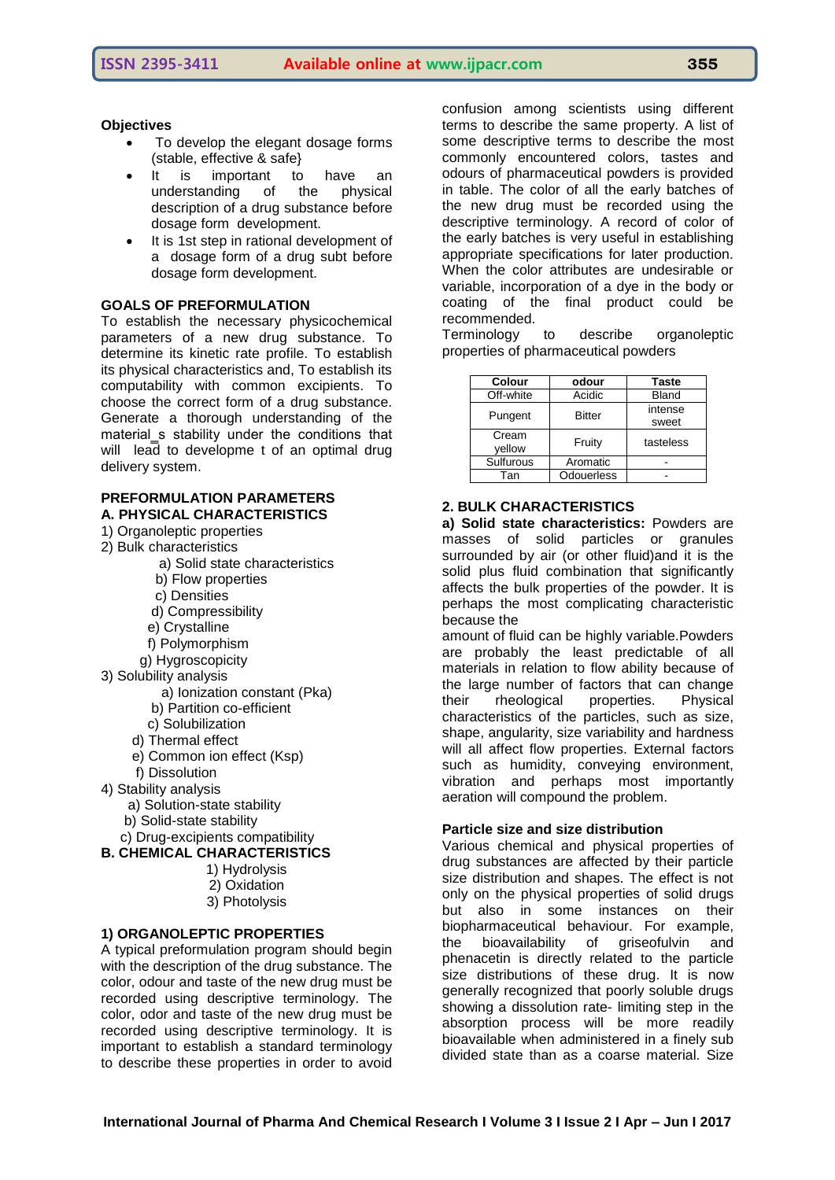**Objectives**

- To develop the elegant dosage forms (stable, effective & safe}
- It is important to have an understanding of the physical description of a drug substance before dosage form development.
- It is 1st step in rational development of a dosage form of a drug subt before dosage form development.

**GOALS OF PREFORMULATION**

To establish the necessary physicochemical parameters of a new drug substance. To determine its kinetic rate profile. To establish its physical characteristics and, To establish its computability with common excipients. To choose the correct form of a drug substance. Generate a thorough understanding of the material_s stability under the conditions that will lead to developme t of an optimal drug delivery system.

**PREFORMULATION PARAMETERS**

**A. PHYSICAL CHARACTERISTICS**

1) Organoleptic properties
2) Bulk characteristics
   a) Solid state characteristics
   b) Flow properties
   c) Densities
   d) Compressibility
   e) Crystalline
   f) Polymorphism
   g) Hygroscopicity
3) Solubility analysis
   a) Ionization constant (Pka)
   b) Partition co-efficient
   c) Solubilization
   d) Thermal effect
   e) Common ion effect (Ksp)
   f) Dissolution
4) Stability analysis
   a) Solution-state stability
   b) Solid-state stability
   c) Drug-excipients compatibility

**B. CHEMICAL CHARACTERISTICS**

1) Hydrolysis
2) Oxidation
3) Photolysis

**1) ORGANOLEPTIC PROPERTIES**

A typical preformulation program should begin with the description of the drug substance. The color, odour and taste of the new drug must be recorded using descriptive terminology. The color, odor and taste of the new drug must be recorded using descriptive terminology. It is important to establish a standard terminology to describe these properties in order to avoid confusion among scientists using different terms to describe the same property. A list of some descriptive terms to describe the most commonly encountered colors, tastes and odours of pharmaceutical powders is provided in table. The color of all the early batches of the new drug must be recorded using the descriptive terminology. A record of color of the early batches is very useful in establishing appropriate specifications for later production. When the color attributes are undesirable or variable, incorporation of a dye in the body or coating of the final product could be recommended.

Terminology to describe organoleptic properties of pharmaceutical powders

| Colour | odour | Taste |
|---|---|---|
| Off-white | Acidic | Bland |
| Pungent | Bitter | intense sweet |
| Cream yellow | Fruity | tasteless |
| Sulfurous | Aromatic | - |
| Tan | Odouerless | - |

**2. BULK CHARACTERISTICS**

**a) Solid state characteristics:** Powders are masses of solid particles or granules surrounded by air (or other fluid)and it is the solid plus fluid combination that significantly affects the bulk properties of the powder. It is perhaps the most complicating characteristic because the

amount of fluid can be highly variable.Powders are probably the least predictable of all materials in relation to flow ability because of the large number of factors that can change their rheological properties. Physical characteristics of the particles, such as size, shape, angularity, size variability and hardness will all affect flow properties. External factors such as humidity, conveying environment, vibration and perhaps most importantly aeration will compound the problem.

**Particle size and size distribution**

Various chemical and physical properties of drug substances are affected by their particle size distribution and shapes. The effect is not only on the physical properties of solid drugs but also in some instances on their biopharmaceutical behaviour. For example, the bioavailability of griseofulvin and phenacetin is directly related to the particle size distributions of these drug. It is now generally recognized that poorly soluble drugs showing a dissolution rate- limiting step in the absorption process will be more readily bioavailable when administered in a finely sub divided state than as a coarse material. Size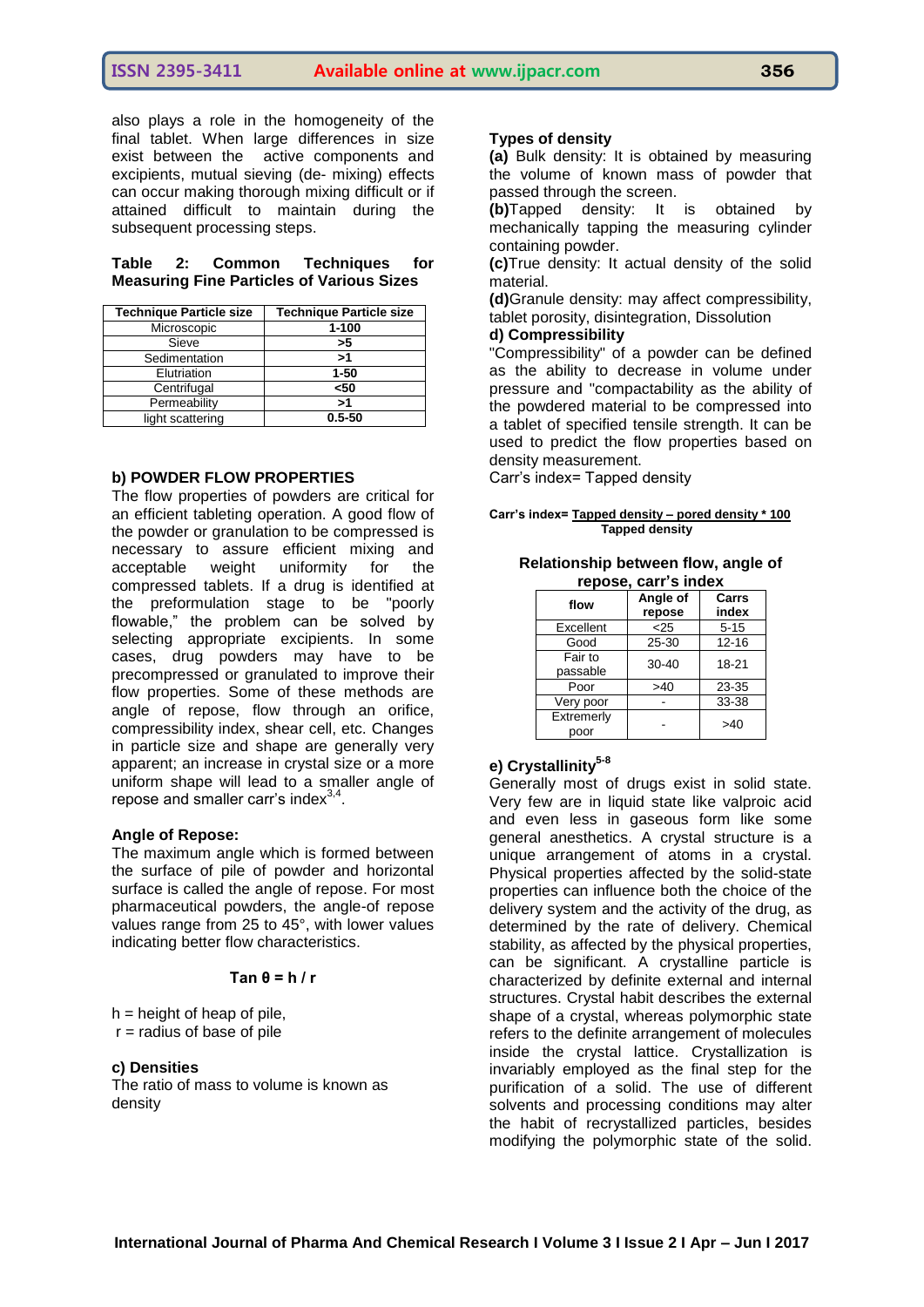also plays a role in the homogeneity of the final tablet. When large differences in size exist between the active components and excipients, mutual sieving (de- mixing) effects can occur making thorough mixing difficult or if attained difficult to maintain during the subsequent processing steps.

**Table 2: Common Techniques for Measuring Fine Particles of Various Sizes**

| Technique Particle size | Technique Particle size |
|---|---|
| Microscopic | **1-100** |
| Sieve | **>5** |
| Sedimentation | **>1** |
| Elutriation | **1-50** |
| Centrifugal | **<50** |
| Permeability | **>1** |
| light scattering | **0.5-50** |

**b) POWDER FLOW PROPERTIES**

The flow properties of powders are critical for an efficient tableting operation. A good flow of the powder or granulation to be compressed is necessary to assure efficient mixing and acceptable weight uniformity for the compressed tablets. If a drug is identified at the preformulation stage to be "poorly flowable," the problem can be solved by selecting appropriate excipients. In some cases, drug powders may have to be precompressed or granulated to improve their flow properties. Some of these methods are angle of repose, flow through an orifice, compressibility index, shear cell, etc. Changes in particle size and shape are generally very apparent; an increase in crystal size or a more uniform shape will lead to a smaller angle of repose and smaller carr's index[3,4].

**Angle of Repose:**

The maximum angle which is formed between the surface of pile of powder and horizontal surface is called the angle of repose. For most pharmaceutical powders, the angle-of repose values range from 25 to 45°, with lower values indicating better flow characteristics.

$$\text{Tan } \theta = h / r$$

h = height of heap of pile,
r = radius of base of pile

**c) Densities**

The ratio of mass to volume is known as density

**Types of density**

**(a)** Bulk density: It is obtained by measuring the volume of known mass of powder that passed through the screen.

**(b)**Tapped density: It is obtained by mechanically tapping the measuring cylinder containing powder.

**(c)**True density: It actual density of the solid material.

**(d)**Granule density: may affect compressibility, tablet porosity, disintegration, Dissolution

**d) Compressibility**

"Compressibility" of a powder can be defined as the ability to decrease in volume under pressure and "compactability as the ability of the powdered material to be compressed into a tablet of specified tensile strength. It can be used to predict the flow properties based on density measurement.

Carr's index= Tapped density

$$\textbf{Carr's index} = \frac{\text{Tapped density} - \text{pored density} * 100}{\text{Tapped density}}$$

**Relationship between flow, angle of repose, carr's index**

| flow | Angle of repose | Carrs index |
|---|---|---|
| Excellent | <25 | 5-15 |
| Good | 25-30 | 12-16 |
| Fair to passable | 30-40 | 18-21 |
| Poor | >40 | 23-35 |
| Very poor | - | 33-38 |
| Extremerly poor | - | >40 |

**e) Crystallinity[5-8]**

Generally most of drugs exist in solid state. Very few are in liquid state like valproic acid and even less in gaseous form like some general anesthetics. A crystal structure is a unique arrangement of atoms in a crystal. Physical properties affected by the solid-state properties can influence both the choice of the delivery system and the activity of the drug, as determined by the rate of delivery. Chemical stability, as affected by the physical properties, can be significant. A crystalline particle is characterized by definite external and internal structures. Crystal habit describes the external shape of a crystal, whereas polymorphic state refers to the definite arrangement of molecules inside the crystal lattice. Crystallization is invariably employed as the final step for the purification of a solid. The use of different solvents and processing conditions may alter the habit of recrystallized particles, besides modifying the polymorphic state of the solid.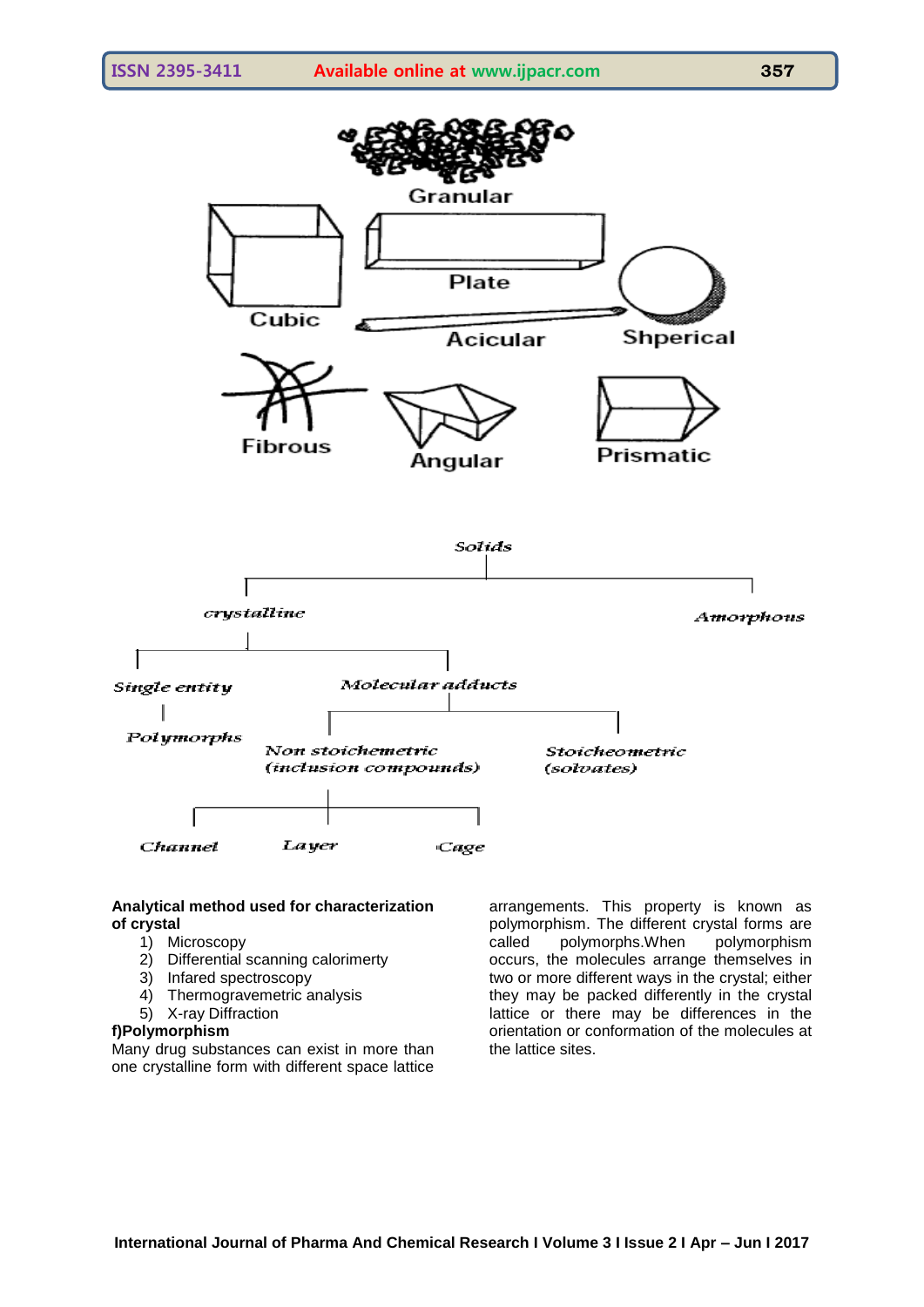Granular

Cubic

Plate

Acicular

Shperical

Fibrous

Angular

Prismatic

- Solids
  - crystalline
    - Single entity
      - Polymorphs
    - Molecular adducts
      - Non stoichemetric (inclusion compounds)
        - Channel
        - Layer
        - Cage
      - Stoicheometric (solvates)
  - Amorphous

**Analytical method used for characterization of crystal**

1) Microscopy
2) Differential scanning calorimerty
3) Infared spectroscopy
4) Thermogravemetric analysis
5) X-ray Diffraction

**f)Polymorphism**

Many drug substances can exist in more than one crystalline form with different space lattice arrangements. This property is known as polymorphism. The different crystal forms are called polymorphs.When polymorphism occurs, the molecules arrange themselves in two or more different ways in the crystal; either they may be packed differently in the crystal lattice or there may be differences in the orientation or conformation of the molecules at the lattice sites.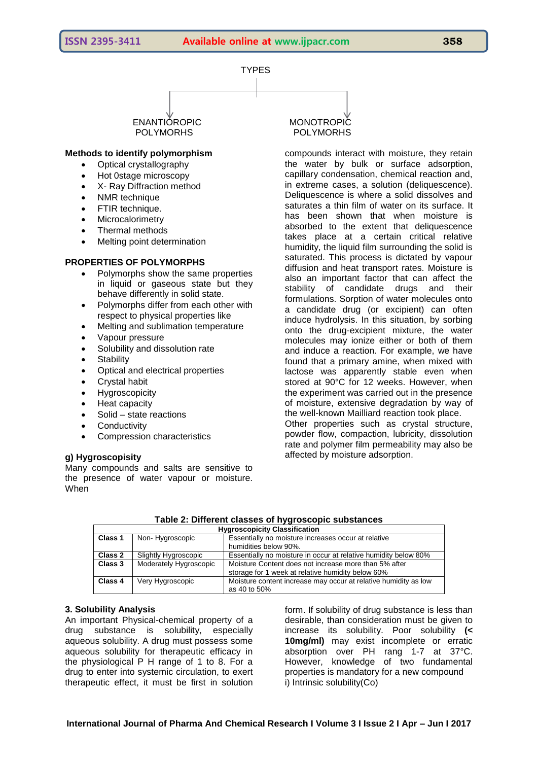TYPES

ENANTIOROPIC POLYMORHS | MONOTROPIC POLYMORHS

**Methods to identify polymorphism**

- Optical crystallography
- Hot 0stage microscopy
- X- Ray Diffraction method
- NMR technique
- FTIR technique.
- Microcalorimetry
- Thermal methods
- Melting point determination

**PROPERTIES OF POLYMORPHS**

- Polymorphs show the same properties in liquid or gaseous state but they behave differently in solid state.
- Polymorphs differ from each other with respect to physical properties like
- Melting and sublimation temperature
- Vapour pressure
- Solubility and dissolution rate
- Stability
- Optical and electrical properties
- Crystal habit
- Hygroscopicity
- Heat capacity
- Solid – state reactions
- Conductivity
- Compression characteristics

**g) Hygroscopisity**

Many compounds and salts are sensitive to the presence of water vapour or moisture. When compounds interact with moisture, they retain the water by bulk or surface adsorption, capillary condensation, chemical reaction and, in extreme cases, a solution (deliquescence). Deliquescence is where a solid dissolves and saturates a thin film of water on its surface. It has been shown that when moisture is absorbed to the extent that deliquescence takes place at a certain critical relative humidity, the liquid film surrounding the solid is saturated. This process is dictated by vapour diffusion and heat transport rates. Moisture is also an important factor that can affect the stability of candidate drugs and their formulations. Sorption of water molecules onto a candidate drug (or excipient) can often induce hydrolysis. In this situation, by sorbing onto the drug-excipient mixture, the water molecules may ionize either or both of them and induce a reaction. For example, we have found that a primary amine, when mixed with lactose was apparently stable even when stored at 90°C for 12 weeks. However, when the experiment was carried out in the presence of moisture, extensive degradation by way of the well-known Mailliard reaction took place. Other properties such as crystal structure, powder flow, compaction, lubricity, dissolution rate and polymer film permeability may also be affected by moisture adsorption.

**Table 2: Different classes of hygroscopic substances**

| Hygroscopicity Classification | | |
|---|---|---|
| **Class 1** | Non- Hygroscopic | Essentially no moisture increases occur at relative humidities below 90%. |
| **Class 2** | Slightly Hygroscopic | Essentially no moisture in occur at relative humidity below 80% |
| **Class 3** | Moderately Hygroscopic | Moisture Content does not increase more than 5% after storage for 1 week at relative humidity below 60% |
| **Class 4** | Very Hygroscopic | Moisture content increase may occur at relative humidity as low as 40 to 50% |

**3. Solubility Analysis**

An important Physical-chemical property of a drug substance is solubility, especially aqueous solubility. A drug must possess some aqueous solubility for therapeutic efficacy in the physiological P H range of 1 to 8. For a drug to enter into systemic circulation, to exert therapeutic effect, it must be first in solution form. If solubility of drug substance is less than desirable, than consideration must be given to increase its solubility. Poor solubility **(< 10mg/ml)** may exist incomplete or erratic absorption over PH rang 1-7 at 37°C. However, knowledge of two fundamental properties is mandatory for a new compound

i) Intrinsic solubility(Co)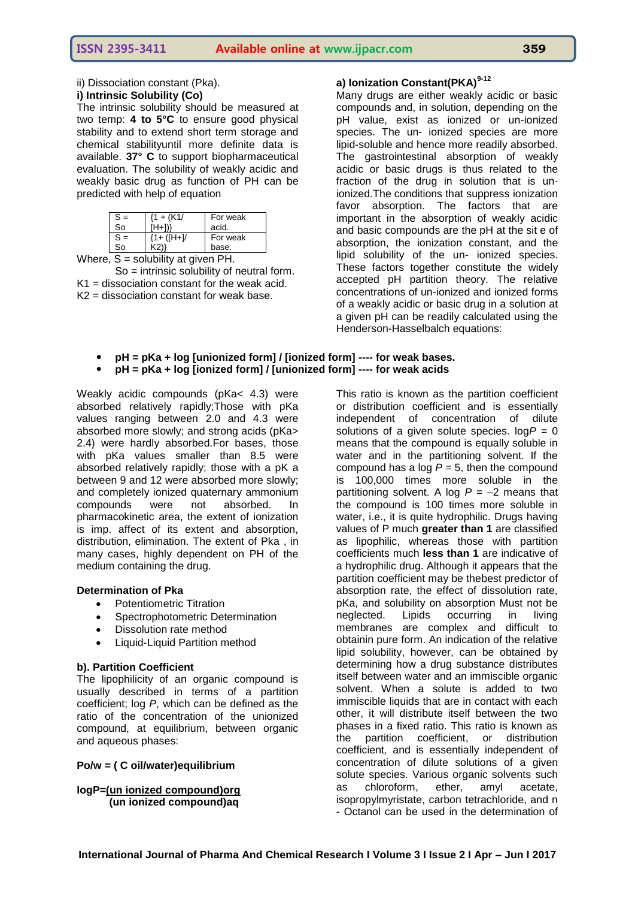ii) Dissociation constant (Pka).

**i) Intrinsic Solubility (Co)**

The intrinsic solubility should be measured at two temp: **4 to 5°C** to ensure good physical stability and to extend short term storage and chemical stabilityuntil more definite data is available. **37° C** to support biopharmaceutical evaluation. The solubility of weakly acidic and weakly basic drug as function of PH can be predicted with help of equation

| S = So | {1 + (K1/ [H+])} | For weak acid. |
|---|---|---|
| S = So | {1+ ([H+]/ K2)} | For weak base. |

Where, S = solubility at given PH.

So = intrinsic solubility of neutral form.

K1 = dissociation constant for the weak acid.

K2 = dissociation constant for weak base.

**a) Ionization Constant(PKA)[9-12]**

Many drugs are either weakly acidic or basic compounds and, in solution, depending on the pH value, exist as ionized or un-ionized species. The un- ionized species are more lipid-soluble and hence more readily absorbed. The gastrointestinal absorption of weakly acidic or basic drugs is thus related to the fraction of the drug in solution that is un-ionized.The conditions that suppress ionization favor absorption. The factors that are important in the absorption of weakly acidic and basic compounds are the pH at the sit e of absorption, the ionization constant, and the lipid solubility of the un- ionized species. These factors together constitute the widely accepted pH partition theory. The relative concentrations of un-ionized and ionized forms of a weakly acidic or basic drug in a solution at a given pH can be readily calculated using the Henderson-Hasselbalch equations:

- **pH = pKa + log [unionized form] / [ionized form] ---- for weak bases.**
- **pH = pKa + log [ionized form] / [unionized form] ---- for weak acids**

Weakly acidic compounds (pKa< 4.3) were absorbed relatively rapidly;Those with pKa values ranging between 2.0 and 4.3 were absorbed more slowly; and strong acids (pKa> 2.4) were hardly absorbed.For bases, those with pKa values smaller than 8.5 were absorbed relatively rapidly; those with a pK a between 9 and 12 were absorbed more slowly; and completely ionized quaternary ammonium compounds were not absorbed. In pharmacokinetic area, the extent of ionization is imp. affect of its extent and absorption, distribution, elimination. The extent of Pka , in many cases, highly dependent on PH of the medium containing the drug.

**Determination of Pka**

- Potentiometric Titration
- Spectrophotometric Determination
- Dissolution rate method
- Liquid-Liquid Partition method

**b). Partition Coefficient**

The lipophilicity of an organic compound is usually described in terms of a partition coefficient; log *P*, which can be defined as the ratio of the concentration of the unionized compound, at equilibrium, between organic and aqueous phases:

**Po/w = ( C oil/water)equilibrium**

**logP=<u>(un ionized compound)org</u>**
**(un ionized compound)aq**

This ratio is known as the partition coefficient or distribution coefficient and is essentially independent of concentration of dilute solutions of a given solute species. log*P* = 0 means that the compound is equally soluble in water and in the partitioning solvent. If the compound has a log *P* = 5, then the compound is 100,000 times more soluble in the partitioning solvent. A log *P* = –2 means that the compound is 100 times more soluble in water, i.e., it is quite hydrophilic. Drugs having values of P much **greater than 1** are classified as lipophilic, whereas those with partition coefficients much **less than 1** are indicative of a hydrophilic drug. Although it appears that the partition coefficient may be thebest predictor of absorption rate, the effect of dissolution rate, pKa, and solubility on absorption Must not be neglected. Lipids occurring in living membranes are complex and difficult to obtainin pure form. An indication of the relative lipid solubility, however, can be obtained by determining how a drug substance distributes itself between water and an immiscible organic solvent. When a solute is added to two immiscible liquids that are in contact with each other, it will distribute itself between the two phases in a fixed ratio. This ratio is known as the partition coefficient, or distribution coefficient*,* and is essentially independent of concentration of dilute solutions of a given solute species. Various organic solvents such as chloroform, ether, amyl acetate, isopropylmyristate, carbon tetrachloride, and n - Octanol can be used in the determination of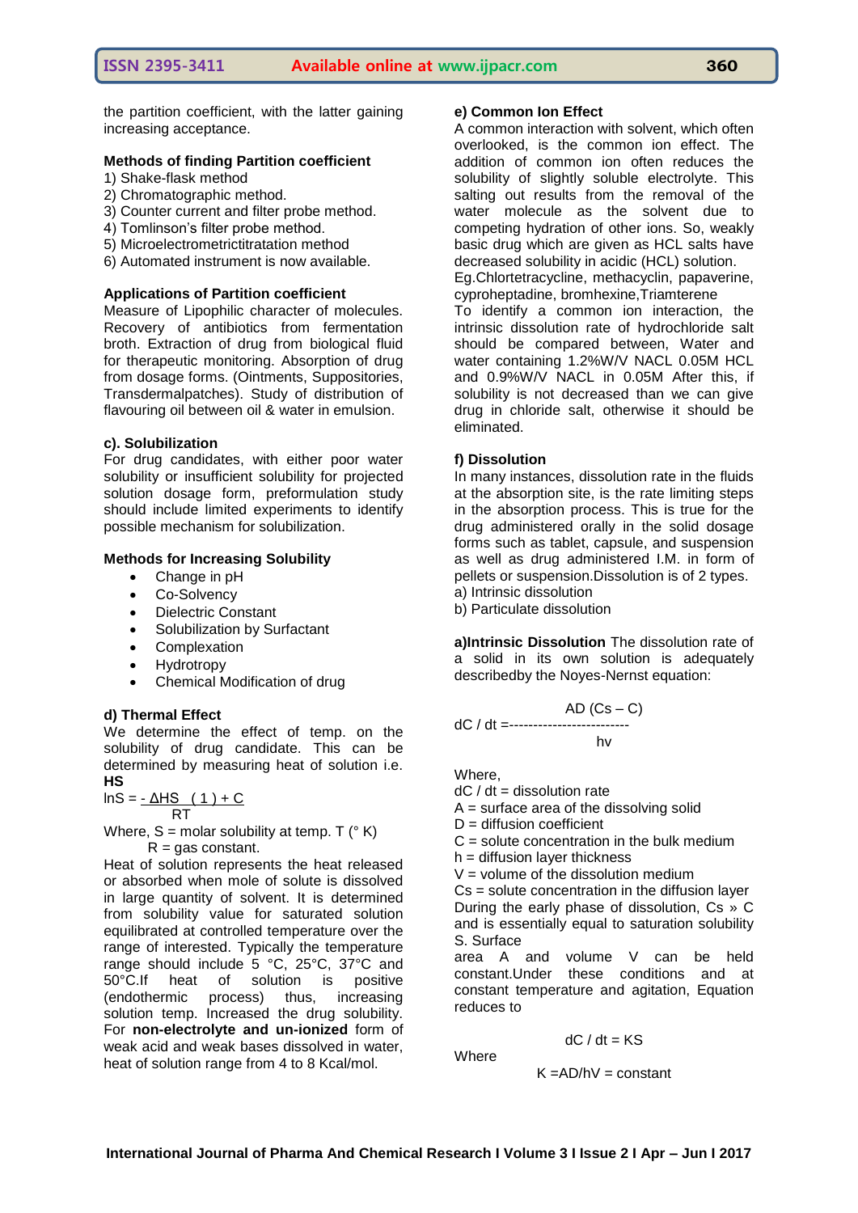the partition coefficient, with the latter gaining increasing acceptance.

**Methods of finding Partition coefficient**

1) Shake-flask method
2) Chromatographic method.
3) Counter current and filter probe method.
4) Tomlinson's filter probe method.
5) Microelectrometrictitration method
6) Automated instrument is now available.

**Applications of Partition coefficient**

Measure of Lipophilic character of molecules. Recovery of antibiotics from fermentation broth. Extraction of drug from biological fluid for therapeutic monitoring. Absorption of drug from dosage forms. (Ointments, Suppositories, Transdermalpatches). Study of distribution of flavouring oil between oil & water in emulsion.

**c). Solubilization**

For drug candidates, with either poor water solubility or insufficient solubility for projected solution dosage form, preformulation study should include limited experiments to identify possible mechanism for solubilization.

**Methods for Increasing Solubility**

- Change in pH
- Co-Solvency
- Dielectric Constant
- Solubilization by Surfactant
- Complexation
- Hydrotropy
- Chemical Modification of drug

**d) Thermal Effect**

We determine the effect of temp. on the solubility of drug candidate. This can be determined by measuring heat of solution i.e. **HS**

$$\ln S = \frac{-\Delta HS}{R T}\left(\frac{1}{T}\right) + C$$

Where, S = molar solubility at temp. T (° K)
R = gas constant.

Heat of solution represents the heat released or absorbed when mole of solute is dissolved in large quantity of solvent. It is determined from solubility value for saturated solution equilibrated at controlled temperature over the range of interested. Typically the temperature range should include 5 °C, 25°C, 37°C and 50°C.If heat of solution is positive (endothermic process) thus, increasing solution temp. Increased the drug solubility. For **non-electrolyte and un-ionized** form of weak acid and weak bases dissolved in water, heat of solution range from 4 to 8 Kcal/mol.

**e) Common Ion Effect**

A common interaction with solvent, which often overlooked, is the common ion effect. The addition of common ion often reduces the solubility of slightly soluble electrolyte. This salting out results from the removal of the water molecule as the solvent due to competing hydration of other ions. So, weakly basic drug which are given as HCL salts have decreased solubility in acidic (HCL) solution. Eg.Chlortetracycline, methacyclin, papaverine, cyproheptadine, bromhexine,Triamterene

To identify a common ion interaction, the intrinsic dissolution rate of hydrochloride salt should be compared between, Water and water containing 1.2%W/V NACL 0.05M HCL and 0.9%W/V NACL in 0.05M After this, if solubility is not decreased than we can give drug in chloride salt, otherwise it should be eliminated.

**f) Dissolution**

In many instances, dissolution rate in the fluids at the absorption site, is the rate limiting steps in the absorption process. This is true for the drug administered orally in the solid dosage forms such as tablet, capsule, and suspension as well as drug administered I.M. in form of pellets or suspension.Dissolution is of 2 types.

a) Intrinsic dissolution
b) Particulate dissolution

**a)Intrinsic Dissolution** The dissolution rate of a solid in its own solution is adequately describedby the Noyes-Nernst equation:

$$dC / dt = \frac{AD\,(Cs - C)}{hv}$$

Where,
dC / dt = dissolution rate
A = surface area of the dissolving solid
D = diffusion coefficient
C = solute concentration in the bulk medium
h = diffusion layer thickness
V = volume of the dissolution medium
Cs = solute concentration in the diffusion layer

During the early phase of dissolution, Cs » C and is essentially equal to saturation solubility S. Surface area A and volume V can be held constant.Under these conditions and at constant temperature and agitation, Equation reduces to

$$dC / dt = KS$$

Where

$$K = AD/hV = \text{constant}$$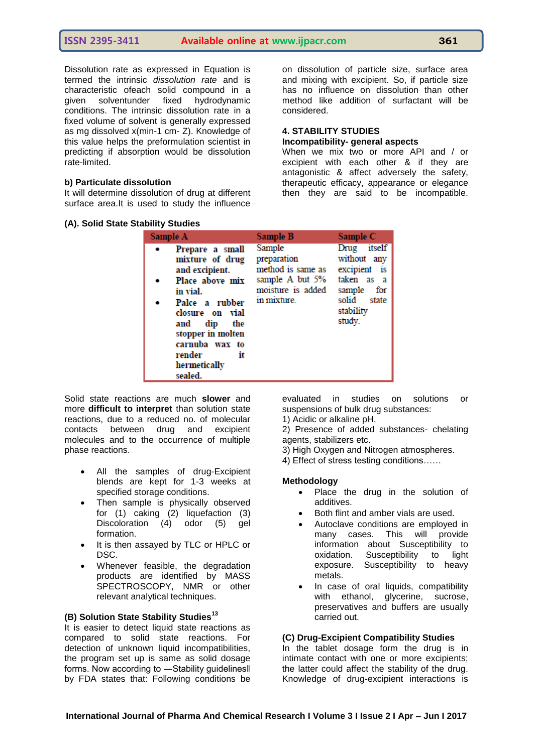Dissolution rate as expressed in Equation is termed the intrinsic *dissolution rate* and is characteristic ofeach solid compound in a given solventunder fixed hydrodynamic conditions. The intrinsic dissolution rate in a fixed volume of solvent is generally expressed as mg dissolved x(min-1 cm- Z). Knowledge of this value helps the preformulation scientist in predicting if absorption would be dissolution rate-limited.

**b) Particulate dissolution**

It will determine dissolution of drug at different surface area.It is used to study the influence on dissolution of particle size, surface area and mixing with excipient. So, if particle size has no influence on dissolution than other method like addition of surfactant will be considered.

## 4. STABILITY STUDIES

**Incompatibility- general aspects**

When we mix two or more API and / or excipient with each other & if they are antagonistic & affect adversely the safety, therapeutic efficacy, appearance or elegance then they are said to be incompatible.

**(A). Solid State Stability Studies**

| Sample A | Sample B | Sample C |
|---|---|---|
| • Prepare a small mixture of drug and excipient.<br>• Place above mix in vial.<br>• Palce a rubber closure on vial and dip the stopper in molten carnuba wax to render it hermetically sealed. | Sample preparation method is same as sample A but 5% moisture is added in mixture. | Drug itself without any excipient is taken as a sample for solid state stability study. |

Solid state reactions are much **slower** and more **difficult to interpret** than solution state reactions, due to a reduced no. of molecular contacts between drug and excipient molecules and to the occurrence of multiple phase reactions.

- All the samples of drug-Excipient blends are kept for 1-3 weeks at specified storage conditions.
- Then sample is physically observed for (1) caking (2) liquefaction (3) Discoloration (4) odor (5) gel formation.
- It is then assayed by TLC or HPLC or DSC.
- Whenever feasible, the degradation products are identified by MASS SPECTROSCOPY, NMR or other relevant analytical techniques.

**(B) Solution State Stability Studies[13]**

It is easier to detect liquid state reactions as compared to solid state reactions. For detection of unknown liquid incompatibilities, the program set up is same as solid dosage forms. Now according to ―Stability guidelines‖ by FDA states that: Following conditions be evaluated in studies on solutions or suspensions of bulk drug substances:

1) Acidic or alkaline pH.
2) Presence of added substances- chelating agents, stabilizers etc.
3) High Oxygen and Nitrogen atmospheres.
4) Effect of stress testing conditions……

**Methodology**

- Place the drug in the solution of additives.
- Both flint and amber vials are used.
- Autoclave conditions are employed in many cases. This will provide information about Susceptibility to oxidation. Susceptibility to light exposure. Susceptibility to heavy metals.
- In case of oral liquids, compatibility with ethanol, glycerine, sucrose, preservatives and buffers are usually carried out.

**(C) Drug-Excipient Compatibility Studies**

In the tablet dosage form the drug is in intimate contact with one or more excipients; the latter could affect the stability of the drug. Knowledge of drug-excipient interactions is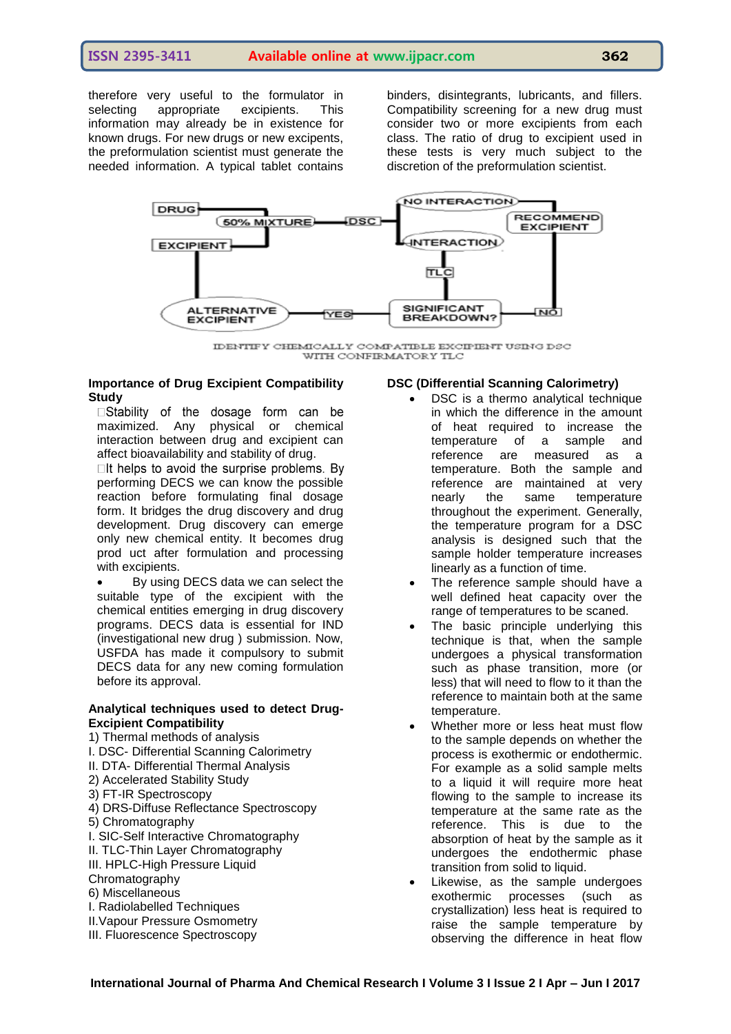therefore very useful to the formulator in selecting appropriate excipients. This information may already be in existence for known drugs. For new drugs or new excipents, the preformulation scientist must generate the needed information. A typical tablet contains binders, disintegrants, lubricants, and fillers. Compatibility screening for a new drug must consider two or more excipients from each class. The ratio of drug to excipient used in these tests is very much subject to the discretion of the preformulation scientist.

IDENTIFY CHEMICALLY COMPATIBLE EXCIPIENT USING DSC WITH CONFIRMATORY TLC

### Importance of Drug Excipient Compatibility Study

- Stability of the dosage form can be maximized. Any physical or chemical interaction between drug and excipient can affect bioavailability and stability of drug.
- It helps to avoid the surprise problems. By performing DECS we can know the possible reaction before formulating final dosage form. It bridges the drug discovery and drug development. Drug discovery can emerge only new chemical entity. It becomes drug prod uct after formulation and processing with excipients.
- By using DECS data we can select the suitable type of the excipient with the chemical entities emerging in drug discovery programs. DECS data is essential for IND (investigational new drug ) submission. Now, USFDA has made it compulsory to submit DECS data for any new coming formulation before its approval.

### Analytical techniques used to detect Drug-Excipient Compatibility

1) Thermal methods of analysis
I. DSC- Differential Scanning Calorimetry
II. DTA- Differential Thermal Analysis
2) Accelerated Stability Study
3) FT-IR Spectroscopy
4) DRS-Diffuse Reflectance Spectroscopy
5) Chromatography
I. SIC-Self Interactive Chromatography
II. TLC-Thin Layer Chromatography
III. HPLC-High Pressure Liquid Chromatography
6) Miscellaneous
I. Radiolabelled Techniques
II.Vapour Pressure Osmometry
III. Fluorescence Spectroscopy

### DSC (Differential Scanning Calorimetry)

- DSC is a thermo analytical technique in which the difference in the amount of heat required to increase the temperature of a sample and reference are measured as a temperature. Both the sample and reference are maintained at very nearly the same temperature throughout the experiment. Generally, the temperature program for a DSC analysis is designed such that the sample holder temperature increases linearly as a function of time.
- The reference sample should have a well defined heat capacity over the range of temperatures to be scaned.
- The basic principle underlying this technique is that, when the sample undergoes a physical transformation such as phase transition, more (or less) that will need to flow to it than the reference to maintain both at the same temperature.
- Whether more or less heat must flow to the sample depends on whether the process is exothermic or endothermic. For example as a solid sample melts to a liquid it will require more heat flowing to the sample to increase its temperature at the same rate as the reference. This is due to the absorption of heat by the sample as it undergoes the endothermic phase transition from solid to liquid.
- Likewise, as the sample undergoes exothermic processes (such as crystallization) less heat is required to raise the sample temperature by observing the difference in heat flow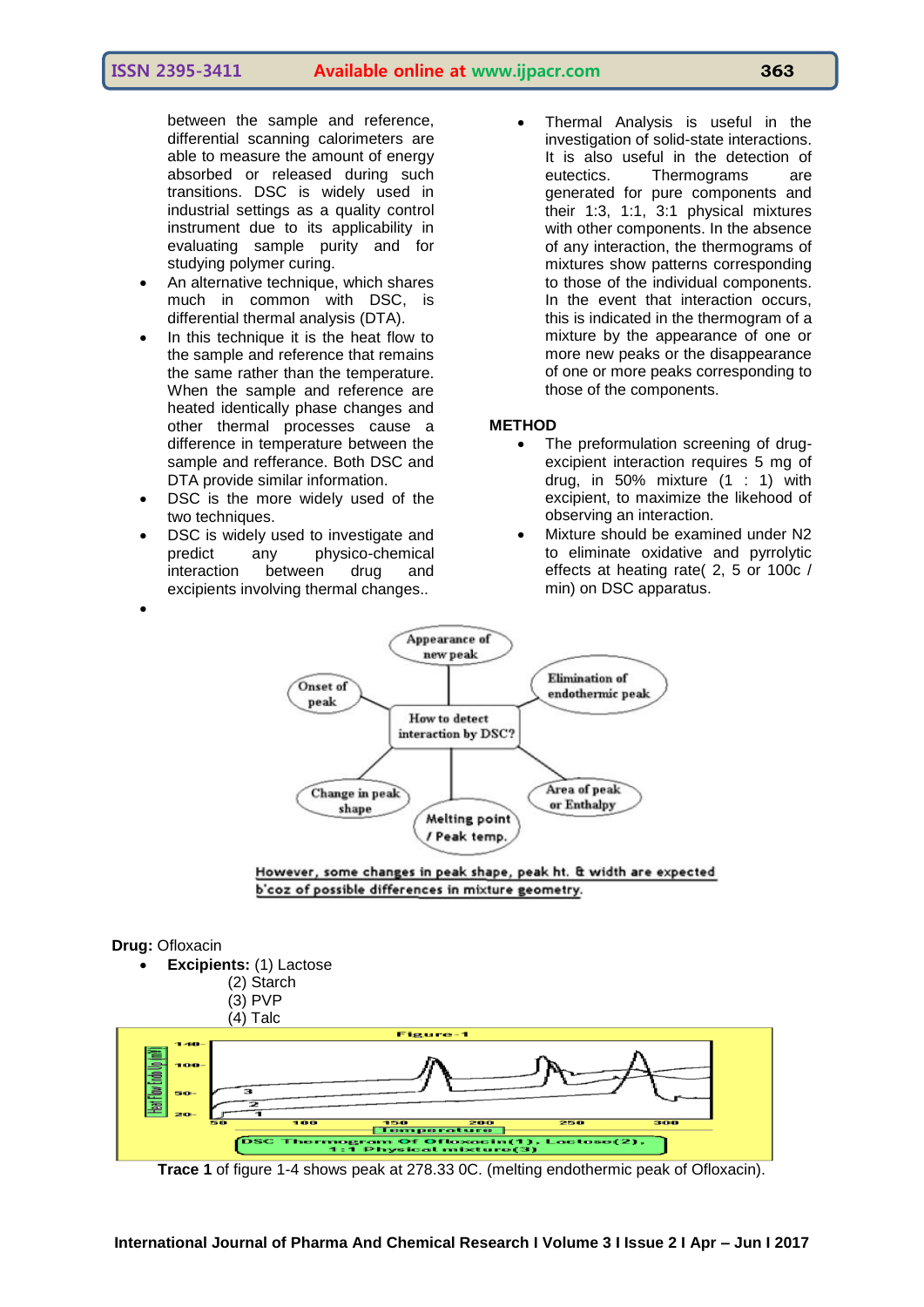between the sample and reference, differential scanning calorimeters are able to measure the amount of energy absorbed or released during such transitions. DSC is widely used in industrial settings as a quality control instrument due to its applicability in evaluating sample purity and for studying polymer curing.

- An alternative technique, which shares much in common with DSC, is differential thermal analysis (DTA).
- In this technique it is the heat flow to the sample and reference that remains the same rather than the temperature. When the sample and reference are heated identically phase changes and other thermal processes cause a difference in temperature between the sample and refferance. Both DSC and DTA provide similar information.
- DSC is the more widely used of the two techniques.
- DSC is widely used to investigate and predict any physico-chemical interaction between drug and excipients involving thermal changes..
- Thermal Analysis is useful in the investigation of solid-state interactions. It is also useful in the detection of eutectics. Thermograms are generated for pure components and their 1:3, 1:1, 3:1 physical mixtures with other components. In the absence of any interaction, the thermograms of mixtures show patterns corresponding to those of the individual components. In the event that interaction occurs, this is indicated in the thermogram of a mixture by the appearance of one or more new peaks or the disappearance of one or more peaks corresponding to those of the components.

**METHOD**

- The preformulation screening of drug-excipient interaction requires 5 mg of drug, in 50% mixture (1 : 1) with excipient, to maximize the likehood of observing an interaction.
- Mixture should be examined under N2 to eliminate oxidative and pyrrolytic effects at heating rate( 2, 5 or 100c / min) on DSC apparatus.

How to detect interaction by DSC? — Appearance of new peak; Elimination of endothermic peak; Area of peak or Enthalpy; Melting point / Peak temp.; Change in peak shape; Onset of peak

However, some changes in peak shape, peak ht. & width are expected b'coz of possible differences in mixture geometry.

**Drug:** Ofloxacin

- **Excipients:** (1) Lactose
  (2) Starch
  (3) PVP
  (4) Talc

Figure-1

DSC Thermogram Of Ofloxacin(1), Lactose(2), 1:1 Physical mixture(3)

**Trace 1** of figure 1-4 shows peak at 278.33 0C. (melting endothermic peak of Ofloxacin).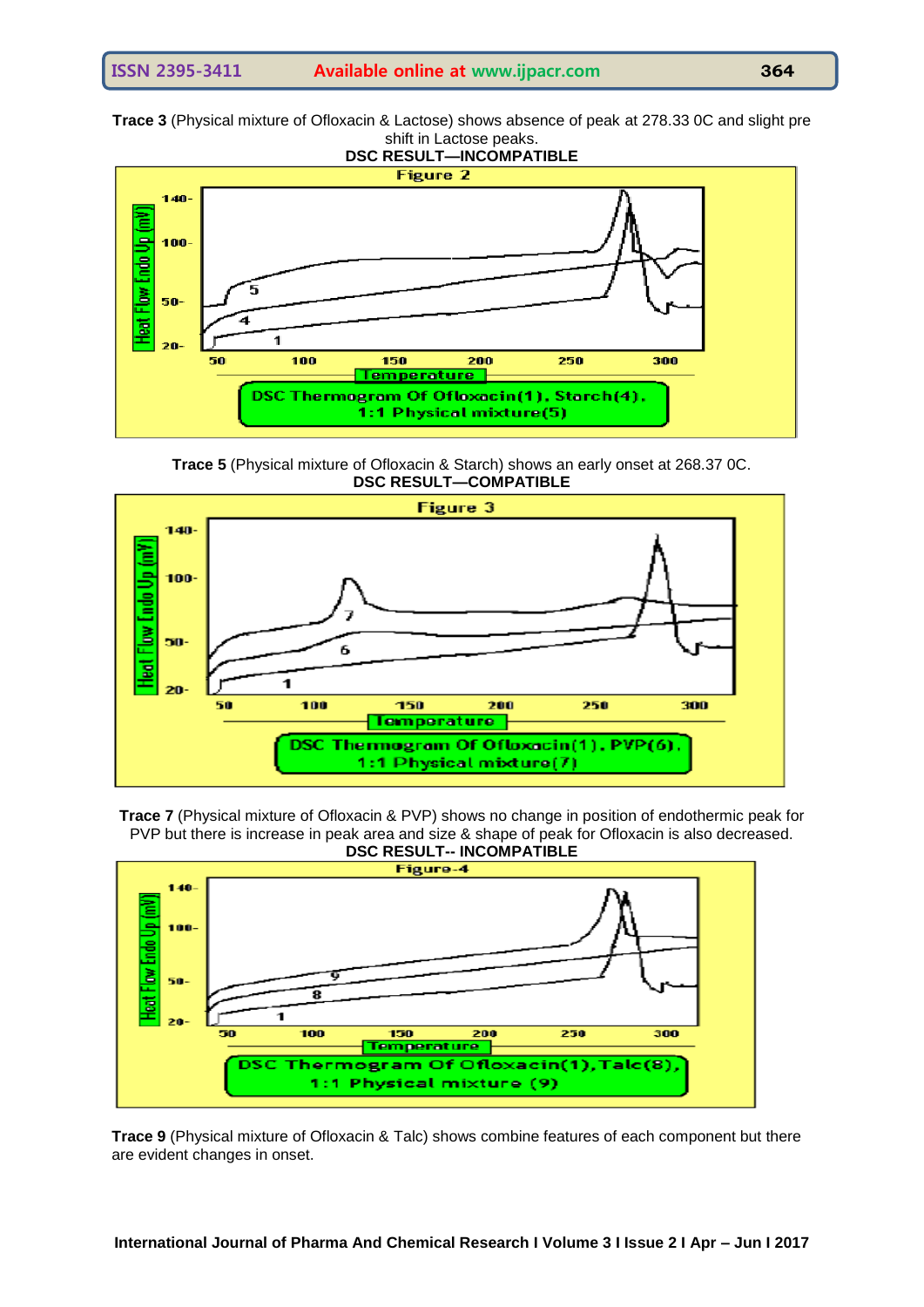**Trace 3** (Physical mixture of Ofloxacin & Lactose) shows absence of peak at 278.33 0C and slight pre shift in Lactose peaks.

**DSC RESULT—INCOMPATIBLE**

Figure 2

DSC Thermogram Of Ofloxacin(1), Starch(4), 1:1 Physical mixture(5)

**Trace 5** (Physical mixture of Ofloxacin & Starch) shows an early onset at 268.37 0C.

**DSC RESULT—COMPATIBLE**

Figure 3

DSC Thermogram Of Ofloxacin(1), PVP(6), 1:1 Physical mixture(7)

**Trace 7** (Physical mixture of Ofloxacin & PVP) shows no change in position of endothermic peak for PVP but there is increase in peak area and size & shape of peak for Ofloxacin is also decreased.

**DSC RESULT-- INCOMPATIBLE**

Figure-4

DSC Thermogram Of Ofloxacin(1),Talc(8), 1:1 Physical mixture (9)

**Trace 9** (Physical mixture of Ofloxacin & Talc) shows combine features of each component but there are evident changes in onset.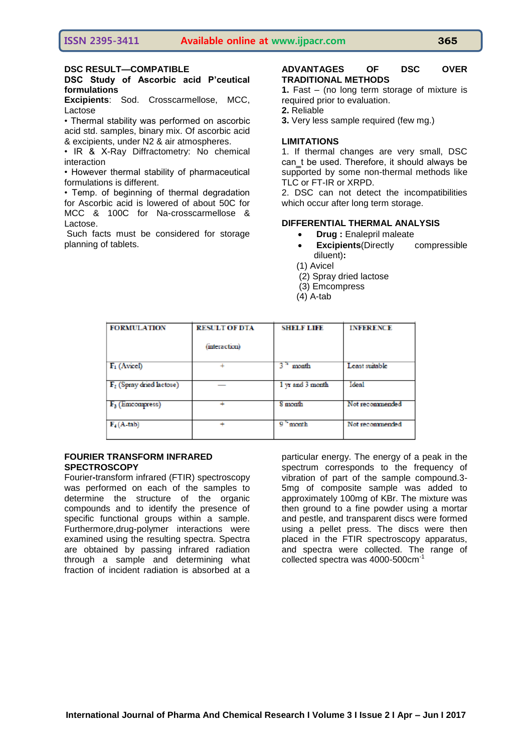**DSC RESULT—COMPATIBLE**

**DSC Study of Ascorbic acid P'ceutical formulations**

**Excipients**: Sod. Crosscarmellose, MCC, Lactose

- Thermal stability was performed on ascorbic acid std. samples, binary mix. Of ascorbic acid & excipients, under N2 & air atmospheres.
- IR & X-Ray Diffractometry: No chemical interaction
- However thermal stability of pharmaceutical formulations is different.
- Temp. of beginning of thermal degradation for Ascorbic acid is lowered of about 50C for MCC & 100C for Na-crosscarmellose & Lactose.

Such facts must be considered for storage planning of tablets.

**ADVANTAGES OF DSC OVER TRADITIONAL METHODS**

**1.** Fast – (no long term storage of mixture is required prior to evaluation.
**2.** Reliable
**3.** Very less sample required (few mg.)

**LIMITATIONS**

1. If thermal changes are very small, DSC can_t be used. Therefore, it should always be supported by some non-thermal methods like TLC or FT-IR or XRPD.
2. DSC can not detect the incompatibilities which occur after long term storage.

**DIFFERENTIAL THERMAL ANALYSIS**

- **Drug :** Enalepril maleate
- **Excipients**(Directly compressible diluent)**:**

(1) Avicel
(2) Spray dried lactose
(3) Emcompress
(4) A-tab

| FORMULATION | RESULT OF DTA (interaction) | SHELF LIFE | INFERENCE |
|---|---|---|---|
| $F_1$ (Avicel) | + | 3 rd month | Least suitable |
| $F_2$ (Spray dried lactose) | — | 1 yr and 3 month | Ideal |
| $F_3$ (Emcompress) | + | 8 month | Not recommended |
| $F_4$ (A-tab) | + | 9 th month | Not recommended |

**FOURIER TRANSFORM INFRARED SPECTROSCOPY**

Fourier**-**transform infrared (FTIR) spectroscopy was performed on each of the samples to determine the structure of the organic compounds and to identify the presence of specific functional groups within a sample. Furthermore,drug-polymer interactions were examined using the resulting spectra. Spectra are obtained by passing infrared radiation through a sample and determining what fraction of incident radiation is absorbed at a particular energy. The energy of a peak in the spectrum corresponds to the frequency of vibration of part of the sample compound.3-5mg of composite sample was added to approximately 100mg of KBr. The mixture was then ground to a fine powder using a mortar and pestle, and transparent discs were formed using a pellet press. The discs were then placed in the FTIR spectroscopy apparatus, and spectra were collected. The range of collected spectra was 4000-500cm$^{-1}$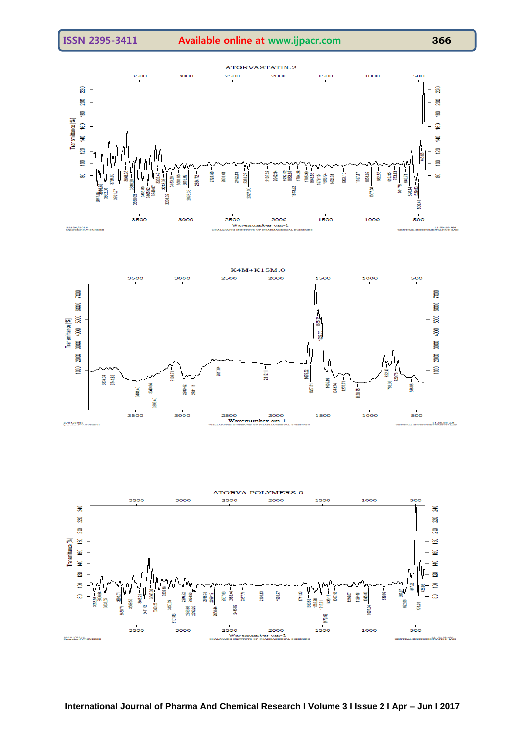ATORVASTATIN.2

Wavenumber cm-1

CHALAPATHI INSTITUTE OF PHARMACEUTICAL SCIENCES

CENTRAL INSTRUMENTATION LAB

K4M+K15M.0

Wavenumber cm-1

CHALAPATHI INSTITUTE OF PHARMACEUTICAL SCIENCES

CENTRAL INSTRUMENTATION LAB

ATORVA POLYMERS.0

Wavenumber cm-1

CHALAPATHI INSTITUTE OF PHARMACEUTICAL SCIENCES

CENTRAL INSTRUMENTATION LAB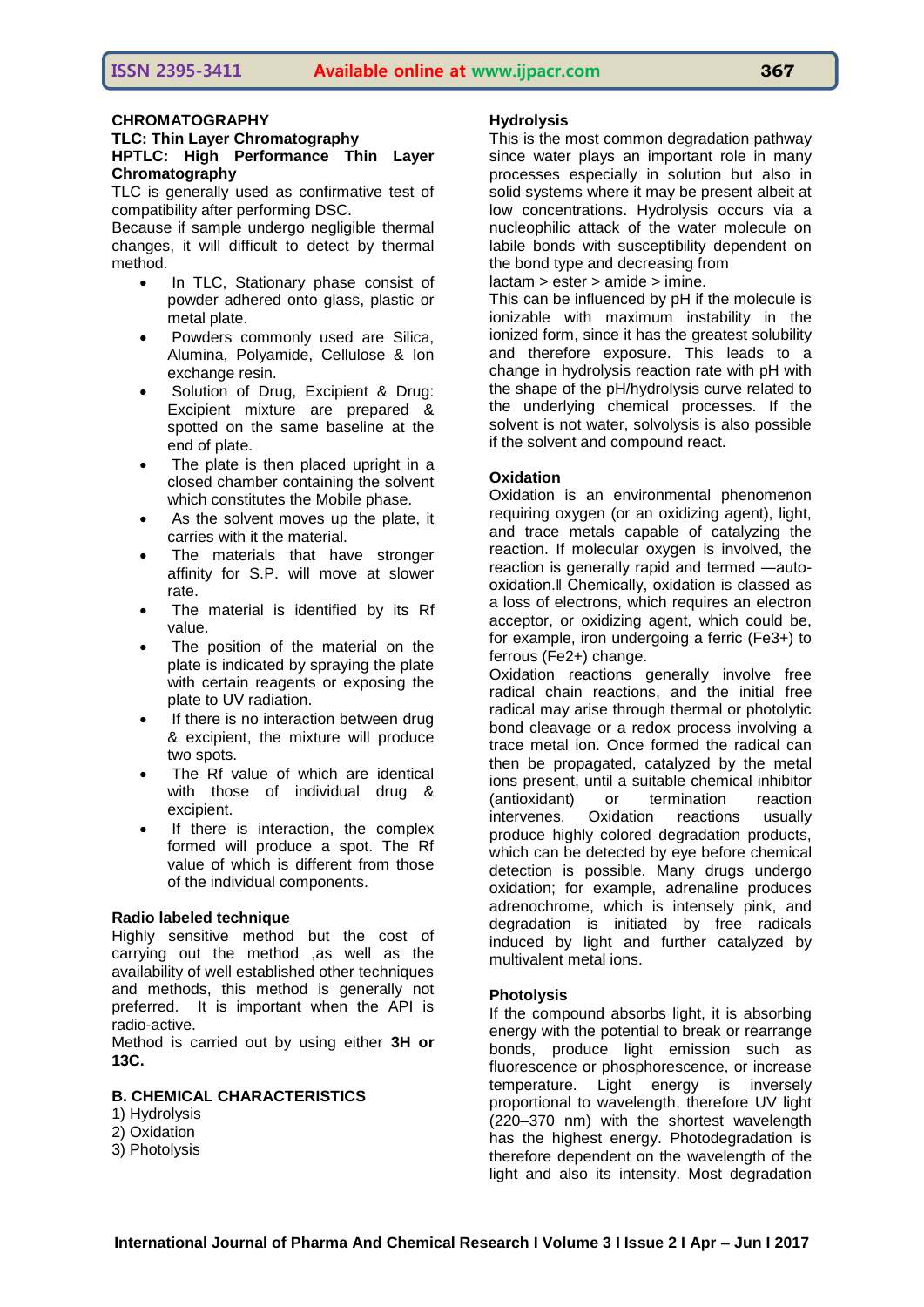**CHROMATOGRAPHY**

**TLC: Thin Layer Chromatography**

**HPTLC: High Performance Thin Layer Chromatography**

TLC is generally used as confirmative test of compatibility after performing DSC.

Because if sample undergo negligible thermal changes, it will difficult to detect by thermal method.

- In TLC, Stationary phase consist of powder adhered onto glass, plastic or metal plate.
- Powders commonly used are Silica, Alumina, Polyamide, Cellulose & Ion exchange resin.
- Solution of Drug, Excipient & Drug: Excipient mixture are prepared & spotted on the same baseline at the end of plate.
- The plate is then placed upright in a closed chamber containing the solvent which constitutes the Mobile phase.
- As the solvent moves up the plate, it carries with it the material.
- The materials that have stronger affinity for S.P. will move at slower rate.
- The material is identified by its Rf value.
- The position of the material on the plate is indicated by spraying the plate with certain reagents or exposing the plate to UV radiation.
- If there is no interaction between drug & excipient, the mixture will produce two spots.
- The Rf value of which are identical with those of individual drug & excipient.
- If there is interaction, the complex formed will produce a spot. The Rf value of which is different from those of the individual components.

**Radio labeled technique**

Highly sensitive method but the cost of carrying out the method ,as well as the availability of well established other techniques and methods, this method is generally not preferred. It is important when the API is radio-active.

Method is carried out by using either **3H or 13C.**

**B. CHEMICAL CHARACTERISTICS**

1) Hydrolysis
2) Oxidation
3) Photolysis

**Hydrolysis**

This is the most common degradation pathway since water plays an important role in many processes especially in solution but also in solid systems where it may be present albeit at low concentrations. Hydrolysis occurs via a nucleophilic attack of the water molecule on labile bonds with susceptibility dependent on the bond type and decreasing from

lactam > ester > amide > imine.

This can be influenced by pH if the molecule is ionizable with maximum instability in the ionized form, since it has the greatest solubility and therefore exposure. This leads to a change in hydrolysis reaction rate with pH with the shape of the pH/hydrolysis curve related to the underlying chemical processes. If the solvent is not water, solvolysis is also possible if the solvent and compound react.

**Oxidation**

Oxidation is an environmental phenomenon requiring oxygen (or an oxidizing agent), light, and trace metals capable of catalyzing the reaction. If molecular oxygen is involved, the reaction is generally rapid and termed ―auto-oxidation.‖ Chemically, oxidation is classed as a loss of electrons, which requires an electron acceptor, or oxidizing agent, which could be, for example, iron undergoing a ferric ($Fe^{3+}$) to ferrous ($Fe^{2+}$) change.

Oxidation reactions generally involve free radical chain reactions, and the initial free radical may arise through thermal or photolytic bond cleavage or a redox process involving a trace metal ion. Once formed the radical can then be propagated, catalyzed by the metal ions present, until a suitable chemical inhibitor (antioxidant) or termination reaction intervenes. Oxidation reactions usually produce highly colored degradation products, which can be detected by eye before chemical detection is possible. Many drugs undergo oxidation; for example, adrenaline produces adrenochrome, which is intensely pink, and degradation is initiated by free radicals induced by light and further catalyzed by multivalent metal ions.

**Photolysis**

If the compound absorbs light, it is absorbing energy with the potential to break or rearrange bonds, produce light emission such as fluorescence or phosphorescence, or increase temperature. Light energy is inversely proportional to wavelength, therefore UV light (220–370 nm) with the shortest wavelength has the highest energy. Photodegradation is therefore dependent on the wavelength of the light and also its intensity. Most degradation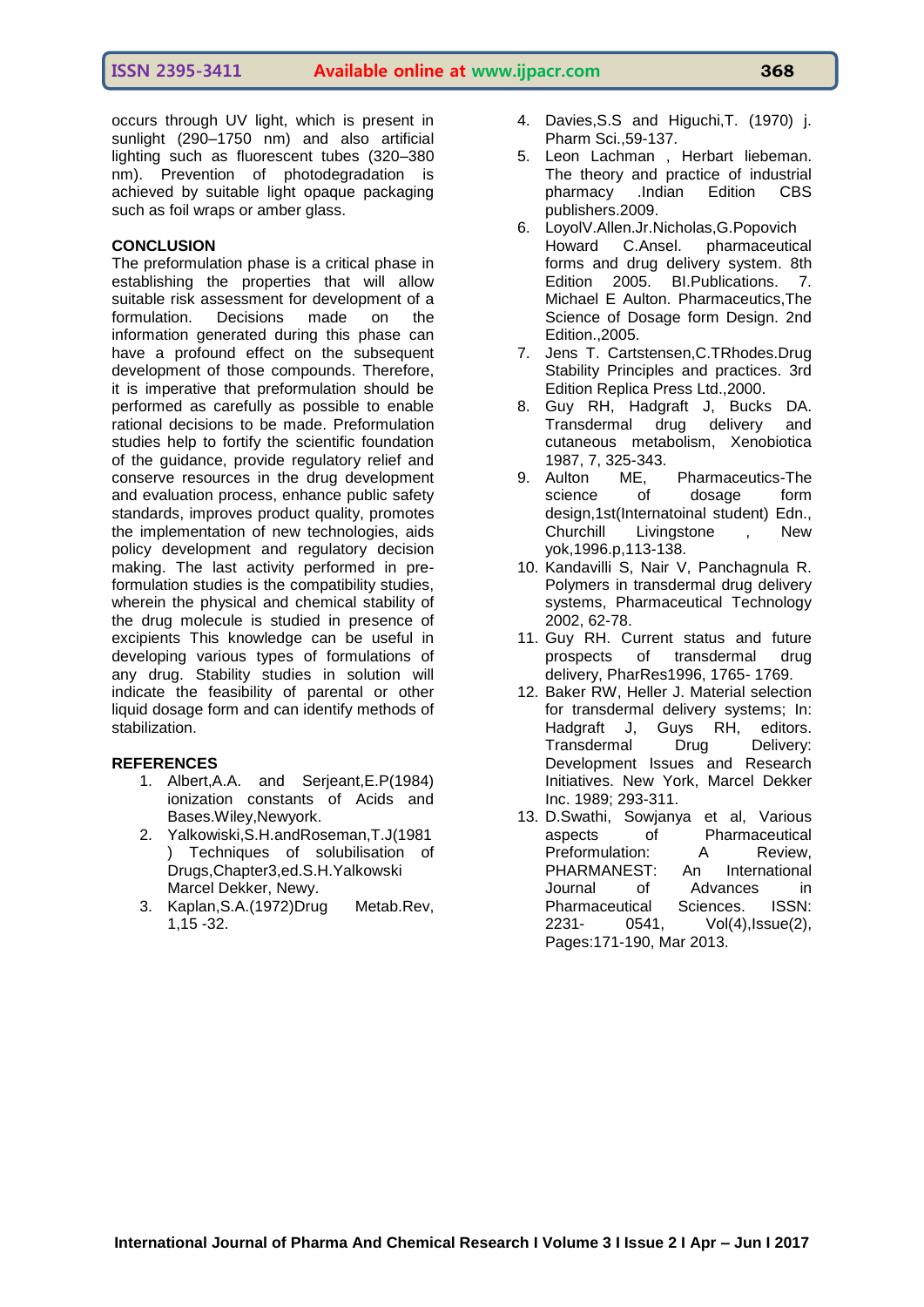occurs through UV light, which is present in sunlight (290–1750 nm) and also artificial lighting such as fluorescent tubes (320–380 nm). Prevention of photodegradation is achieved by suitable light opaque packaging such as foil wraps or amber glass.

## CONCLUSION

The preformulation phase is a critical phase in establishing the properties that will allow suitable risk assessment for development of a formulation. Decisions made on the information generated during this phase can have a profound effect on the subsequent development of those compounds. Therefore, it is imperative that preformulation should be performed as carefully as possible to enable rational decisions to be made. Preformulation studies help to fortify the scientific foundation of the guidance, provide regulatory relief and conserve resources in the drug development and evaluation process, enhance public safety standards, improves product quality, promotes the implementation of new technologies, aids policy development and regulatory decision making. The last activity performed in pre-formulation studies is the compatibility studies, wherein the physical and chemical stability of the drug molecule is studied in presence of excipients This knowledge can be useful in developing various types of formulations of any drug. Stability studies in solution will indicate the feasibility of parental or other liquid dosage form and can identify methods of stabilization.

## REFERENCES

1. Albert,A.A. and Serjeant,E.P(1984) ionization constants of Acids and Bases.Wiley,Newyork.
2. Yalkowiski,S.H.andRoseman,T.J(1981) Techniques of solubilisation of Drugs,Chapter3,ed.S.H.Yalkowski Marcel Dekker, Newy.
3. Kaplan,S.A.(1972)Drug Metab.Rev, 1,15 -32.
4. Davies,S.S and Higuchi,T. (1970) j. Pharm Sci.,59-137.
5. Leon Lachman , Herbart liebeman. The theory and practice of industrial pharmacy .Indian Edition CBS publishers.2009.
6. LoyolV.Allen.Jr.Nicholas,G.Popovich Howard C.Ansel. pharmaceutical forms and drug delivery system. 8th Edition 2005. BI.Publications. 7. Michael E Aulton. Pharmaceutics,The Science of Dosage form Design. 2nd Edition.,2005.
7. Jens T. Cartstensen,C.TRhodes.Drug Stability Principles and practices. 3rd Edition Replica Press Ltd.,2000.
8. Guy RH, Hadgraft J, Bucks DA. Transdermal drug delivery and cutaneous metabolism, Xenobiotica 1987, 7, 325-343.
9. Aulton ME, Pharmaceutics-The science of dosage form design,1st(Internatoinal student) Edn., Churchill Livingstone , New yok,1996.p,113-138.
10. Kandavilli S, Nair V, Panchagnula R. Polymers in transdermal drug delivery systems, Pharmaceutical Technology 2002, 62-78.
11. Guy RH. Current status and future prospects of transdermal drug delivery, PharRes1996, 1765- 1769.
12. Baker RW, Heller J. Material selection for transdermal delivery systems; In: Hadgraft J, Guys RH, editors. Transdermal Drug Delivery: Development Issues and Research Initiatives. New York, Marcel Dekker Inc. 1989; 293-311.
13. D.Swathi, Sowjanya et al, Various aspects of Pharmaceutical Preformulation: A Review, PHARMANEST: An International Journal of Advances in Pharmaceutical Sciences. ISSN: 2231- 0541, Vol(4),Issue(2), Pages:171-190, Mar 2013.